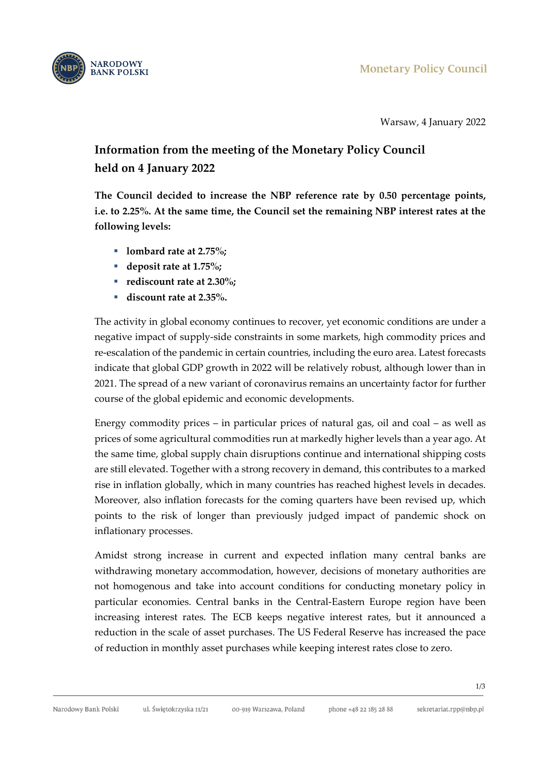Warsaw, 4 January 2022

# Information from the meeting of the Monetary Policy Council held on 4 January 2022

**The Council decided to increase the NBP reference rate by 0.50 percentage points, i.e. to 2.25%. At the same time, the Council set the remaining NBP interest rates at the following levels:**

- **lombard rate at 2.75%;**
- **deposit rate at 1.75%;**
- **rediscount rate at 2.30%;**
- **discount rate at 2.35%.**

The activity in global economy continues to recover, yet economic conditions are under a negative impact of supply-side constraints in some markets, high commodity prices and re-escalation of the pandemic in certain countries, including the euro area. Latest forecasts indicate that global GDP growth in 2022 will be relatively robust, although lower than in 2021. The spread of a new variant of coronavirus remains an uncertainty factor for further course of the global epidemic and economic developments.

Energy commodity prices – in particular prices of natural gas, oil and coal – as well as prices of some agricultural commodities run at markedly higher levels than a year ago. At the same time, global supply chain disruptions continue and international shipping costs are still elevated. Together with a strong recovery in demand, this contributes to a marked rise in inflation globally, which in many countries has reached highest levels in decades. Moreover, also inflation forecasts for the coming quarters have been revised up, which points to the risk of longer than previously judged impact of pandemic shock on inflationary processes.

Amidst strong increase in current and expected inflation many central banks are withdrawing monetary accommodation, however, decisions of monetary authorities are not homogenous and take into account conditions for conducting monetary policy in particular economies. Central banks in the Central-Eastern Europe region have been increasing interest rates. The ECB keeps negative interest rates, but it announced a reduction in the scale of asset purchases. The US Federal Reserve has increased the pace of reduction in monthly asset purchases while keeping interest rates close to zero.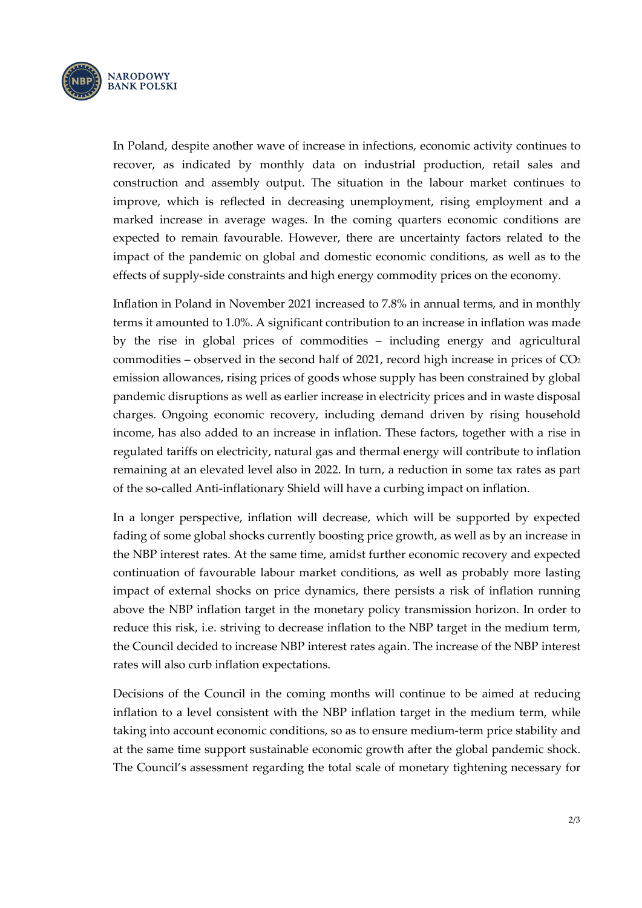In Poland, despite another wave of increase in infections, economic activity continues to recover, as indicated by monthly data on industrial production, retail sales and construction and assembly output. The situation in the labour market continues to improve, which is reflected in decreasing unemployment, rising employment and a marked increase in average wages. In the coming quarters economic conditions are expected to remain favourable. However, there are uncertainty factors related to the impact of the pandemic on global and domestic economic conditions, as well as to the effects of supply-side constraints and high energy commodity prices on the economy.

Inflation in Poland in November 2021 increased to 7.8% in annual terms, and in monthly terms it amounted to 1.0%. A significant contribution to an increase in inflation was made by the rise in global prices of commodities – including energy and agricultural commodities – observed in the second half of 2021, record high increase in prices of $CO_2$ emission allowances, rising prices of goods whose supply has been constrained by global pandemic disruptions as well as earlier increase in electricity prices and in waste disposal charges. Ongoing economic recovery, including demand driven by rising household income, has also added to an increase in inflation. These factors, together with a rise in regulated tariffs on electricity, natural gas and thermal energy will contribute to inflation remaining at an elevated level also in 2022. In turn, a reduction in some tax rates as part of the so-called Anti-inflationary Shield will have a curbing impact on inflation.

In a longer perspective, inflation will decrease, which will be supported by expected fading of some global shocks currently boosting price growth, as well as by an increase in the NBP interest rates. At the same time, amidst further economic recovery and expected continuation of favourable labour market conditions, as well as probably more lasting impact of external shocks on price dynamics, there persists a risk of inflation running above the NBP inflation target in the monetary policy transmission horizon. In order to reduce this risk, i.e. striving to decrease inflation to the NBP target in the medium term, the Council decided to increase NBP interest rates again. The increase of the NBP interest rates will also curb inflation expectations.

Decisions of the Council in the coming months will continue to be aimed at reducing inflation to a level consistent with the NBP inflation target in the medium term, while taking into account economic conditions, so as to ensure medium-term price stability and at the same time support sustainable economic growth after the global pandemic shock. The Council's assessment regarding the total scale of monetary tightening necessary for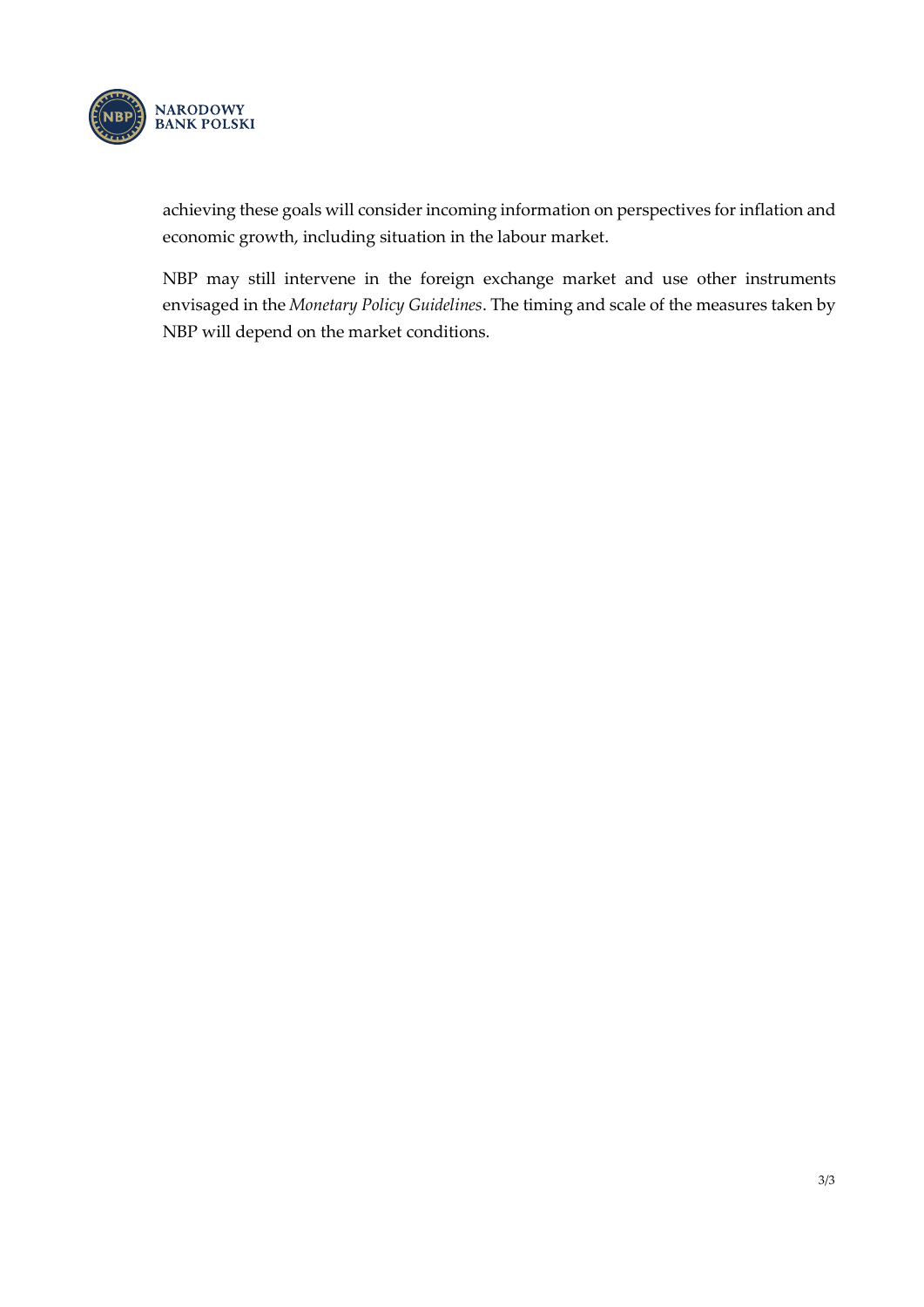achieving these goals will consider incoming information on perspectives for inflation and economic growth, including situation in the labour market.

NBP may still intervene in the foreign exchange market and use other instruments envisaged in the *Monetary Policy Guidelines*. The timing and scale of the measures taken by NBP will depend on the market conditions.